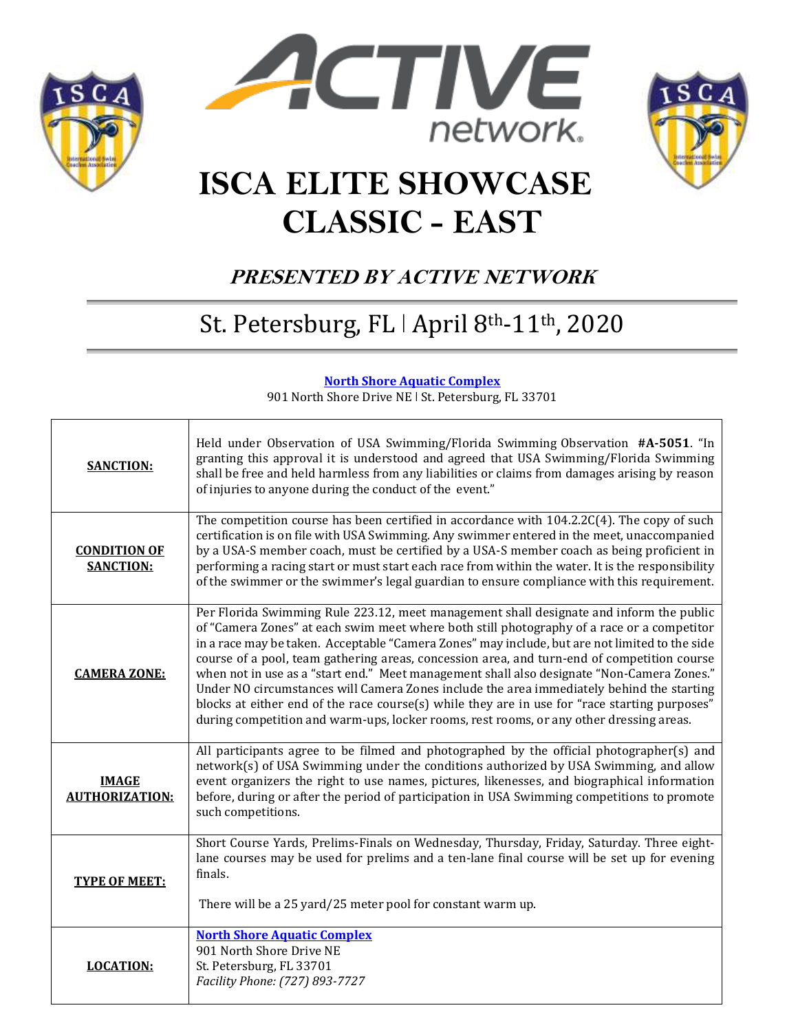# ISCA ELITE SHOWCASE CLASSIC - EAST

## *PRESENTED BY ACTIVE NETWORK*

## St. Petersburg, FL | April 8th-11th, 2020

**North Shore Aquatic Complex**
901 North Shore Drive NE | St. Petersburg, FL 33701

| | |
|---|---|
| **SANCTION:** | Held under Observation of USA Swimming/Florida Swimming Observation **#A-5051**. "In granting this approval it is understood and agreed that USA Swimming/Florida Swimming shall be free and held harmless from any liabilities or claims from damages arising by reason of injuries to anyone during the conduct of the event." |
| **CONDITION OF SANCTION:** | The competition course has been certified in accordance with 104.2.2C(4). The copy of such certification is on file with USA Swimming. Any swimmer entered in the meet, unaccompanied by a USA-S member coach, must be certified by a USA-S member coach as being proficient in performing a racing start or must start each race from within the water. It is the responsibility of the swimmer or the swimmer's legal guardian to ensure compliance with this requirement. |
| **CAMERA ZONE:** | Per Florida Swimming Rule 223.12, meet management shall designate and inform the public of "Camera Zones" at each swim meet where both still photography of a race or a competitor in a race may be taken. Acceptable "Camera Zones" may include, but are not limited to the side course of a pool, team gathering areas, concession area, and turn-end of competition course when not in use as a "start end." Meet management shall also designate "Non-Camera Zones." Under NO circumstances will Camera Zones include the area immediately behind the starting blocks at either end of the race course(s) while they are in use for "race starting purposes" during competition and warm-ups, locker rooms, rest rooms, or any other dressing areas. |
| **IMAGE AUTHORIZATION:** | All participants agree to be filmed and photographed by the official photographer(s) and network(s) of USA Swimming under the conditions authorized by USA Swimming, and allow event organizers the right to use names, pictures, likenesses, and biographical information before, during or after the period of participation in USA Swimming competitions to promote such competitions. |
| **TYPE OF MEET:** | Short Course Yards, Prelims-Finals on Wednesday, Thursday, Friday, Saturday. Three eight-lane courses may be used for prelims and a ten-lane final course will be set up for evening finals.<br><br>There will be a 25 yard/25 meter pool for constant warm up. |
| **LOCATION:** | **North Shore Aquatic Complex**<br>901 North Shore Drive NE<br>St. Petersburg, FL 33701<br>*Facility Phone: (727) 893-7727* |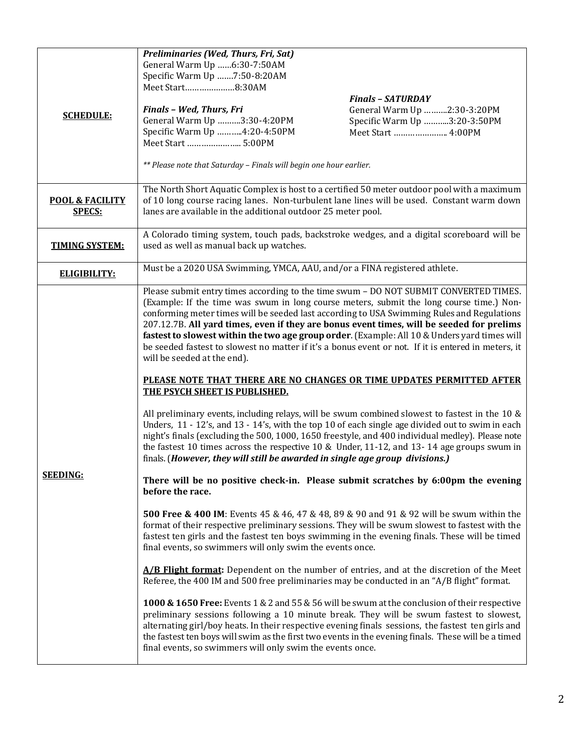| | |
|---|---|
| **SCHEDULE:** | ***Preliminaries (Wed, Thurs, Fri, Sat)***<br>General Warm Up ……6:30-7:50AM<br>Specific Warm Up …….7:50-8:20AM<br>Meet Start…………………8:30AM<br><br>***Finals – Wed, Thurs, Fri***<br>General Warm Up ……….3:30-4:20PM<br>Specific Warm Up ……....4:20-4:50PM<br>Meet Start ………………... 5:00PM<br><br>***Finals – SATURDAY***<br>General Warm Up ……...2:30-3:20PM<br>Specific Warm Up ……....3:20-3:50PM<br>Meet Start ………………….. 4:00PM<br><br>*\*\* Please note that Saturday – Finals will begin one hour earlier.* |
| **POOL & FACILITY SPECS:** | The North Short Aquatic Complex is host to a certified 50 meter outdoor pool with a maximum of 10 long course racing lanes. Non-turbulent lane lines will be used. Constant warm down lanes are available in the additional outdoor 25 meter pool. |
| **TIMING SYSTEM:** | A Colorado timing system, touch pads, backstroke wedges, and a digital scoreboard will be used as well as manual back up watches. |
| **ELIGIBILITY:** | Must be a 2020 USA Swimming, YMCA, AAU, and/or a FINA registered athlete. |
| **SEEDING:** | Please submit entry times according to the time swum – DO NOT SUBMIT CONVERTED TIMES. (Example: If the time was swum in long course meters, submit the long course time.) Non-conforming meter times will be seeded last according to USA Swimming Rules and Regulations 207.12.7B. **All yard times, even if they are bonus event times, will be seeded for prelims fastest to slowest within the two age group order**. (Example: All 10 & Unders yard times will be seeded fastest to slowest no matter if it's a bonus event or not. If it is entered in meters, it will be seeded at the end).<br><br>**PLEASE NOTE THAT THERE ARE NO CHANGES OR TIME UPDATES PERMITTED AFTER THE PSYCH SHEET IS PUBLISHED.**<br><br>All preliminary events, including relays, will be swum combined slowest to fastest in the 10 & Unders, 11 - 12's, and 13 - 14's, with the top 10 of each single age divided out to swim in each night's finals (excluding the 500, 1000, 1650 freestyle, and 400 individual medley). Please note the fastest 10 times across the respective 10 & Under, 11-12, and 13- 14 age groups swum in finals. (***However, they will still be awarded in single age group divisions.)***<br><br>**There will be no positive check-in. Please submit scratches by 6:00pm the evening before the race.**<br><br>**500 Free & 400 IM**: Events 45 & 46, 47 & 48, 89 & 90 and 91 & 92 will be swum within the format of their respective preliminary sessions. They will be swum slowest to fastest with the fastest ten girls and the fastest ten boys swimming in the evening finals. These will be timed final events, so swimmers will only swim the events once.<br><br>**A/B Flight format:** Dependent on the number of entries, and at the discretion of the Meet Referee, the 400 IM and 500 free preliminaries may be conducted in an "A/B flight" format.<br><br>**1000 & 1650 Free:** Events 1 & 2 and 55 & 56 will be swum at the conclusion of their respective preliminary sessions following a 10 minute break. They will be swum fastest to slowest, alternating girl/boy heats. In their respective evening finals sessions, the fastest ten girls and the fastest ten boys will swim as the first two events in the evening finals. These will be a timed final events, so swimmers will only swim the events once. |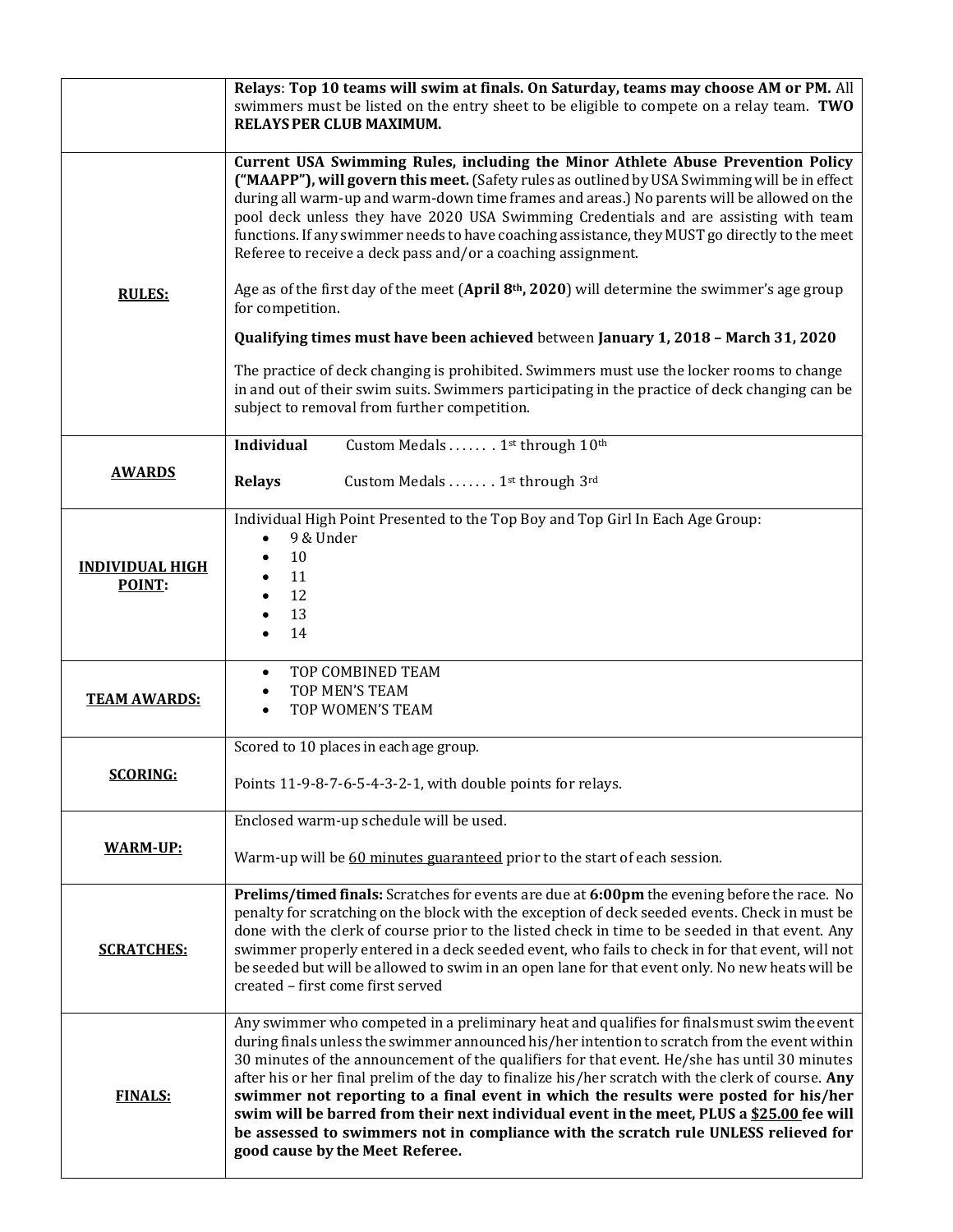| | |
|---|---|
| | **Relays**: **Top 10 teams will swim at finals. On Saturday, teams may choose AM or PM.** All swimmers must be listed on the entry sheet to be eligible to compete on a relay team. **TWO RELAYS PER CLUB MAXIMUM.** |
| **RULES:** | **Current USA Swimming Rules, including the Minor Athlete Abuse Prevention Policy ("MAAPP"), will govern this meet.** (Safety rules as outlined by USA Swimming will be in effect during all warm-up and warm-down time frames and areas.) No parents will be allowed on the pool deck unless they have 2020 USA Swimming Credentials and are assisting with team functions. If any swimmer needs to have coaching assistance, they MUST go directly to the meet Referee to receive a deck pass and/or a coaching assignment.<br><br>Age as of the first day of the meet (**April 8th, 2020**) will determine the swimmer's age group for competition.<br><br>**Qualifying times must have been achieved** between **January 1, 2018 – March 31, 2020**<br><br>The practice of deck changing is prohibited. Swimmers must use the locker rooms to change in and out of their swim suits. Swimmers participating in the practice of deck changing can be subject to removal from further competition. |
| **AWARDS** | **Individual** Custom Medals . . . . . . . 1st through 10th<br><br>**Relays** Custom Medals . . . . . . . 1st through 3rd |
| **INDIVIDUAL HIGH POINT:** | Individual High Point Presented to the Top Boy and Top Girl In Each Age Group:<br>• 9 & Under<br>• 10<br>• 11<br>• 12<br>• 13<br>• 14 |
| **TEAM AWARDS:** | • TOP COMBINED TEAM<br>• TOP MEN'S TEAM<br>• TOP WOMEN'S TEAM |
| **SCORING:** | Scored to 10 places in each age group.<br><br>Points 11-9-8-7-6-5-4-3-2-1, with double points for relays. |
| **WARM-UP:** | Enclosed warm-up schedule will be used.<br><br>Warm-up will be 60 minutes guaranteed prior to the start of each session. |
| **SCRATCHES:** | **Prelims/timed finals:** Scratches for events are due at **6:00pm** the evening before the race. No penalty for scratching on the block with the exception of deck seeded events. Check in must be done with the clerk of course prior to the listed check in time to be seeded in that event. Any swimmer properly entered in a deck seeded event, who fails to check in for that event, will not be seeded but will be allowed to swim in an open lane for that event only. No new heats will be created – first come first served |
| **FINALS:** | Any swimmer who competed in a preliminary heat and qualifies for finals must swim the event during finals unless the swimmer announced his/her intention to scratch from the event within 30 minutes of the announcement of the qualifiers for that event. He/she has until 30 minutes after his or her final prelim of the day to finalize his/her scratch with the clerk of course. **Any swimmer not reporting to a final event in which the results were posted for his/her swim will be barred from their next individual event in the meet, PLUS a $25.00 fee will be assessed to swimmers not in compliance with the scratch rule UNLESS relieved for good cause by the Meet Referee.** |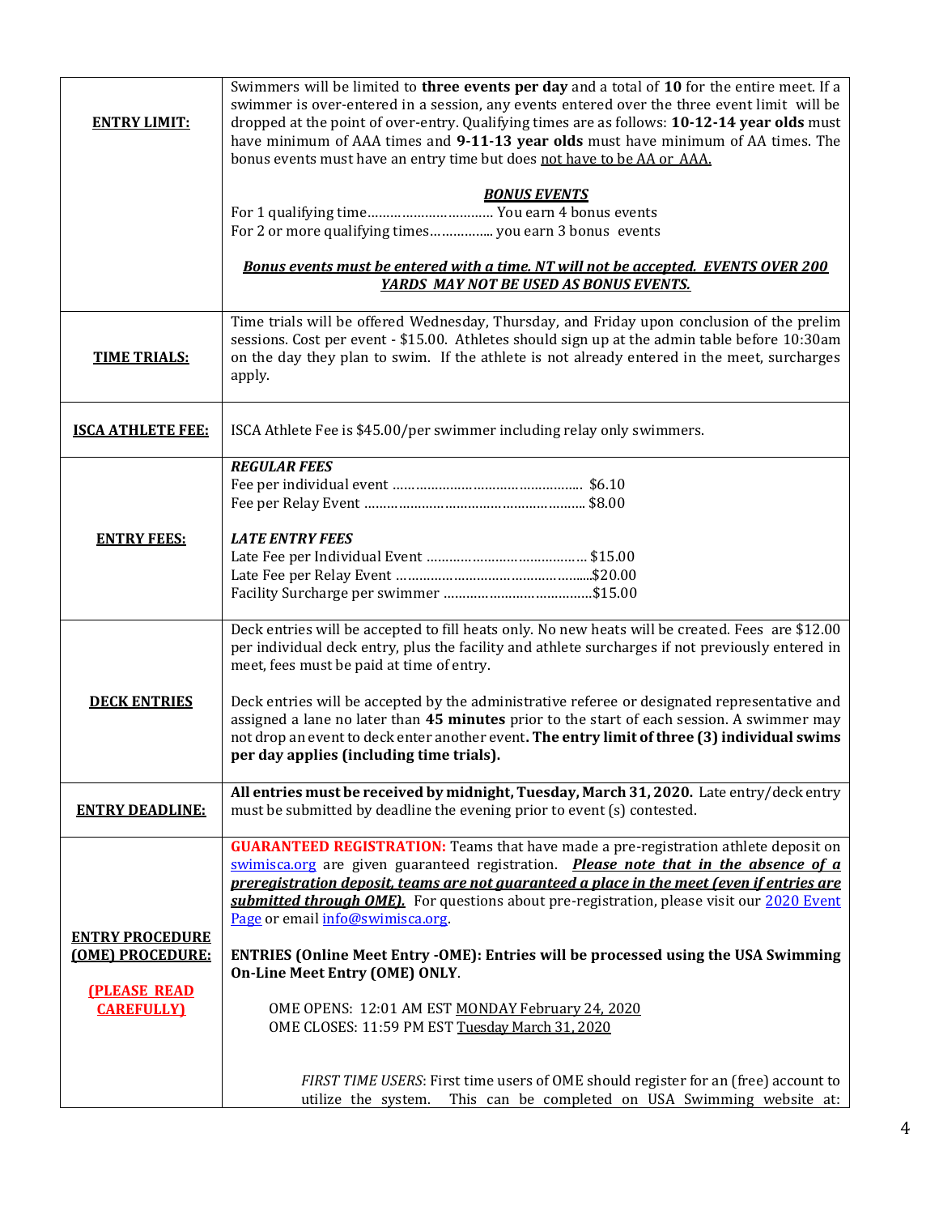| | |
|---|---|
| **ENTRY LIMIT:** | Swimmers will be limited to **three events per day** and a total of **10** for the entire meet. If a swimmer is over-entered in a session, any events entered over the three event limit will be dropped at the point of over-entry. Qualifying times are as follows: **10-12-14 year olds** must have minimum of AAA times and **9-11-13 year olds** must have minimum of AA times. The bonus events must have an entry time but does not have to be AA or AAA.<br><br>***BONUS EVENTS***<br>For 1 qualifying time…………………………… You earn 4 bonus events<br>For 2 or more qualifying times…………….. you earn 3 bonus events<br><br>***Bonus events must be entered with a time. NT will not be accepted. EVENTS OVER 200 YARDS MAY NOT BE USED AS BONUS EVENTS.*** |
| **TIME TRIALS:** | Time trials will be offered Wednesday, Thursday, and Friday upon conclusion of the prelim sessions. Cost per event - $15.00. Athletes should sign up at the admin table before 10:30am on the day they plan to swim. If the athlete is not already entered in the meet, surcharges apply. |
| **ISCA ATHLETE FEE:** | ISCA Athlete Fee is $45.00/per swimmer including relay only swimmers. |
| **ENTRY FEES:** | ***REGULAR FEES***<br>Fee per individual event ………………………………………….. $6.10<br>Fee per Relay Event …………………………………………….. $8.00<br><br>***LATE ENTRY FEES***<br>Late Fee per Individual Event …………………………………… $15.00<br>Late Fee per Relay Event ………………………………………….....$20.00<br>Facility Surcharge per swimmer …………………………………$15.00 |
| **DECK ENTRIES** | Deck entries will be accepted to fill heats only. No new heats will be created. Fees are $12.00 per individual deck entry, plus the facility and athlete surcharges if not previously entered in meet, fees must be paid at time of entry.<br><br>Deck entries will be accepted by the administrative referee or designated representative and assigned a lane no later than **45 minutes** prior to the start of each session. A swimmer may not drop an event to deck enter another event**. The entry limit of three (3) individual swims per day applies (including time trials).** |
| **ENTRY DEADLINE:** | **All entries must be received by midnight, Tuesday, March 31, 2020.** Late entry/deck entry must be submitted by deadline the evening prior to event (s) contested. |
| **ENTRY PROCEDURE (OME) PROCEDURE:**<br><br>**(PLEASE READ CAREFULLY)** | **GUARANTEED REGISTRATION:** Teams that have made a pre-registration athlete deposit on swimisca.org are given guaranteed registration. ***Please note that in the absence of a preregistration deposit, teams are not guaranteed a place in the meet (even if entries are submitted through OME).*** For questions about pre-registration, please visit our 2020 Event Page or email info@swimisca.org.<br><br>**ENTRIES (Online Meet Entry -OME): Entries will be processed using the USA Swimming On-Line Meet Entry (OME) ONLY**.<br><br>OME OPENS: 12:01 AM EST MONDAY February 24, 2020<br>OME CLOSES: 11:59 PM EST Tuesday March 31, 2020<br><br>*FIRST TIME USERS*: First time users of OME should register for an (free) account to utilize the system. This can be completed on USA Swimming website at: |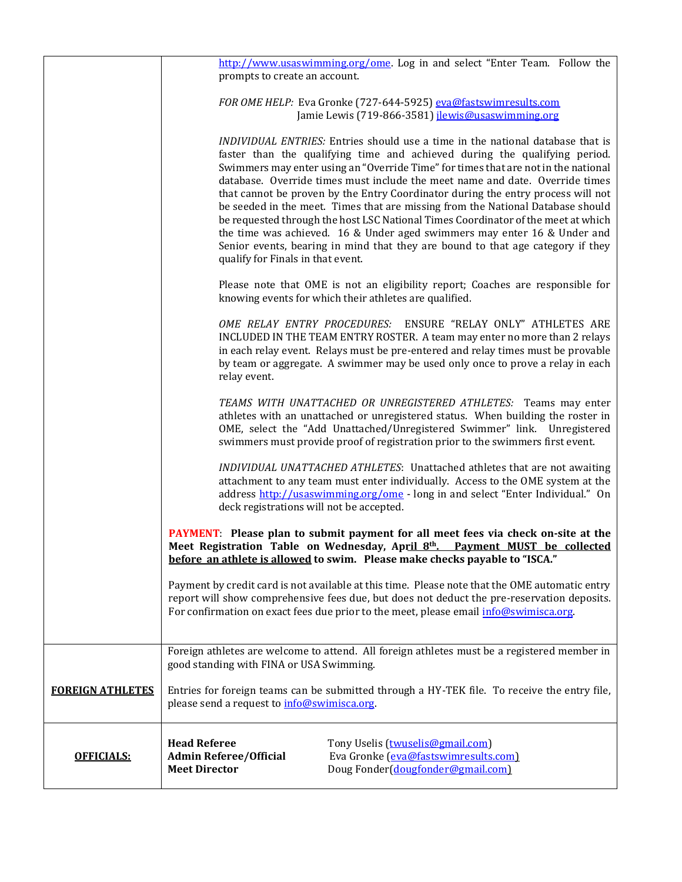| | |
|---|---|
| | http://www.usaswimming.org/ome. Log in and select "Enter Team. Follow the prompts to create an account.<br><br>*FOR OME HELP:* Eva Gronke (727-644-5925) eva@fastswimresults.com<br>Jamie Lewis (719-866-3581) jlewis@usaswimming.org<br><br>*INDIVIDUAL ENTRIES:* Entries should use a time in the national database that is faster than the qualifying time and achieved during the qualifying period. Swimmers may enter using an "Override Time" for times that are not in the national database. Override times must include the meet name and date. Override times that cannot be proven by the Entry Coordinator during the entry process will not be seeded in the meet. Times that are missing from the National Database should be requested through the host LSC National Times Coordinator of the meet at which the time was achieved. 16 & Under aged swimmers may enter 16 & Under and Senior events, bearing in mind that they are bound to that age category if they qualify for Finals in that event.<br><br>Please note that OME is not an eligibility report; Coaches are responsible for knowing events for which their athletes are qualified.<br><br>*OME RELAY ENTRY PROCEDURES:* ENSURE "RELAY ONLY" ATHLETES ARE INCLUDED IN THE TEAM ENTRY ROSTER. A team may enter no more than 2 relays in each relay event. Relays must be pre-entered and relay times must be provable by team or aggregate. A swimmer may be used only once to prove a relay in each relay event.<br><br>*TEAMS WITH UNATTACHED OR UNREGISTERED ATHLETES:* Teams may enter athletes with an unattached or unregistered status. When building the roster in OME, select the "Add Unattached/Unregistered Swimmer" link. Unregistered swimmers must provide proof of registration prior to the swimmers first event.<br><br>*INDIVIDUAL UNATTACHED ATHLETES*: Unattached athletes that are not awaiting attachment to any team must enter individually. Access to the OME system at the address http://usaswimming.org/ome - long in and select "Enter Individual." On deck registrations will not be accepted.<br><br>**PAYMENT: Please plan to submit payment for all meet fees via check on-site at the Meet Registration Table on Wednesday, April 8th. Payment MUST be collected before an athlete is allowed to swim. Please make checks payable to "ISCA."**<br><br>Payment by credit card is not available at this time. Please note that the OME automatic entry report will show comprehensive fees due, but does not deduct the pre-reservation deposits. For confirmation on exact fees due prior to the meet, please email info@swimisca.org. |
| **FOREIGN ATHLETES** | Foreign athletes are welcome to attend. All foreign athletes must be a registered member in good standing with FINA or USA Swimming.<br><br>Entries for foreign teams can be submitted through a HY-TEK file. To receive the entry file, please send a request to info@swimisca.org. |
| **OFFICIALS:** | **Head Referee** — Tony Uselis (twuselis@gmail.com)<br>**Admin Referee/Official** — Eva Gronke (eva@fastswimresults.com)<br>**Meet Director** — Doug Fonder(dougfonder@gmail.com) |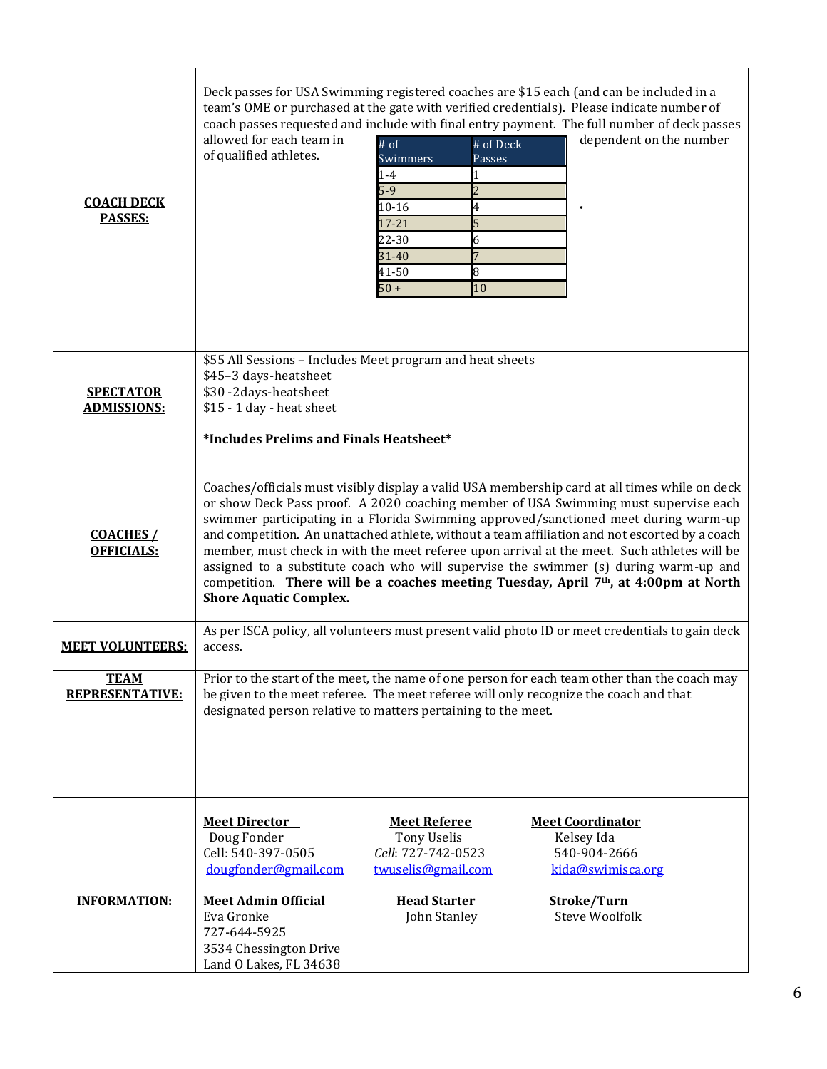**COACH DECK PASSES:**

Deck passes for USA Swimming registered coaches are $15 each (and can be included in a team's OME or purchased at the gate with verified credentials). Please indicate number of coach passes requested and include with final entry payment. The full number of deck passes allowed for each team in dependent on the number of qualified athletes.

| # of Swimmers | # of Deck Passes |
|---|---|
| 1-4 | 1 |
| 5-9 | 2 |
| 10-16 | 4 |
| 17-21 | 5 |
| 22-30 | 6 |
| 31-40 | 7 |
| 41-50 | 8 |
| 50 + | 10 |

**SPECTATOR ADMISSIONS:**

$55 All Sessions – Includes Meet program and heat sheets
$45–3 days-heatsheet
$30 -2days-heatsheet
$15 - 1 day - heat sheet

**\*Includes Prelims and Finals Heatsheet\***

**COACHES / OFFICIALS:**

Coaches/officials must visibly display a valid USA membership card at all times while on deck or show Deck Pass proof. A 2020 coaching member of USA Swimming must supervise each swimmer participating in a Florida Swimming approved/sanctioned meet during warm-up and competition. An unattached athlete, without a team affiliation and not escorted by a coach member, must check in with the meet referee upon arrival at the meet. Such athletes will be assigned to a substitute coach who will supervise the swimmer (s) during warm-up and competition. **There will be a coaches meeting Tuesday, April 7th, at 4:00pm at North Shore Aquatic Complex.**

**MEET VOLUNTEERS:**

As per ISCA policy, all volunteers must present valid photo ID or meet credentials to gain deck access.

**TEAM REPRESENTATIVE:**

Prior to the start of the meet, the name of one person for each team other than the coach may be given to the meet referee. The meet referee will only recognize the coach and that designated person relative to matters pertaining to the meet.

**INFORMATION:**

**Meet Director**
Doug Fonder
Cell: 540-397-0505
dougfonder@gmail.com

**Meet Referee**
Tony Uselis
*Cell*: 727-742-0523
twuselis@gmail.com

**Meet Coordinator**
Kelsey Ida
540-904-2666
kida@swimisca.org

**Meet Admin Official**
Eva Gronke
727-644-5925
3534 Chessington Drive
Land O Lakes, FL 34638

**Head Starter**
John Stanley

**Stroke/Turn**
Steve Woolfolk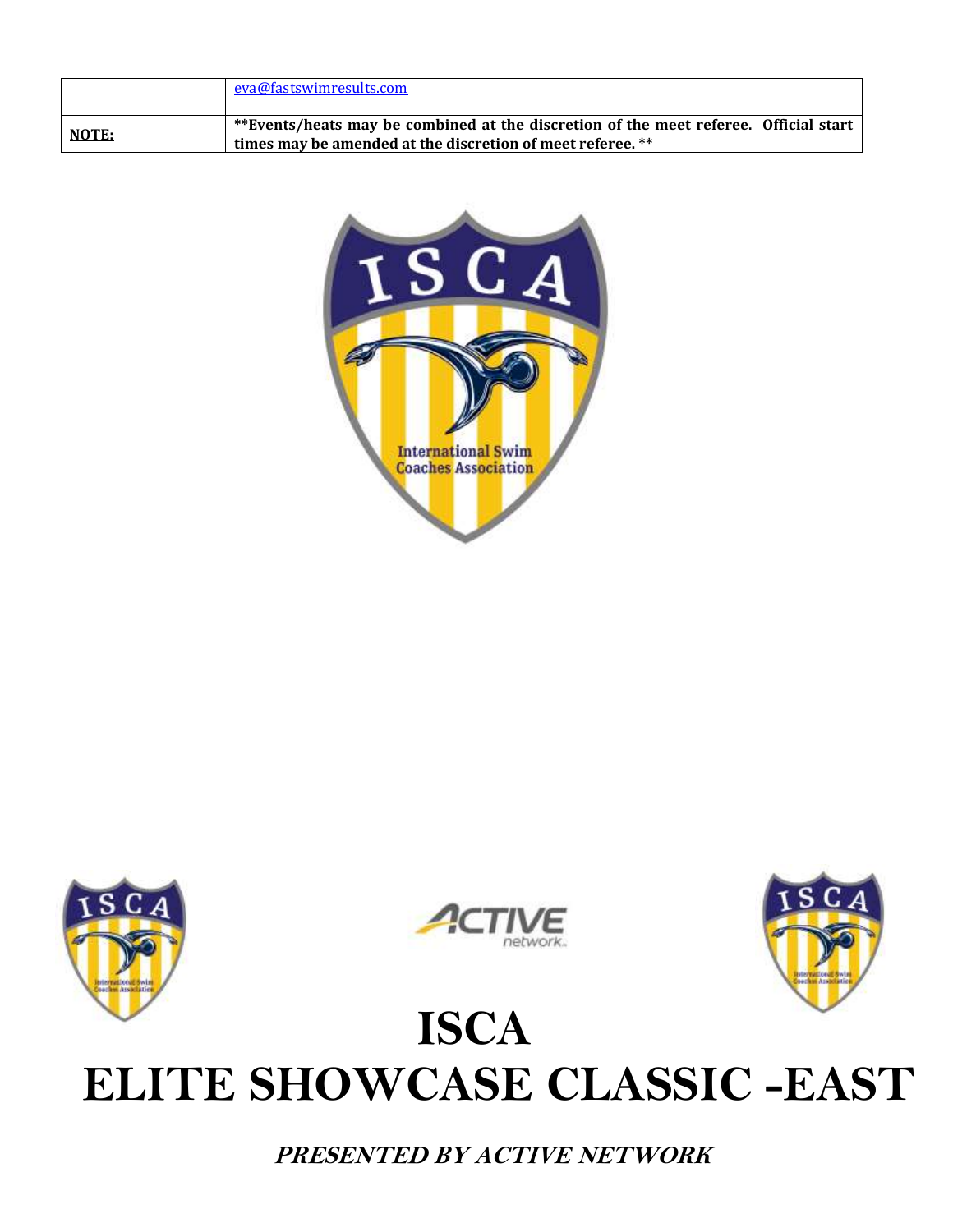|  | eva@fastswimresults.com |
| --- | --- |
| **NOTE:** | **\*\*Events/heats may be combined at the discretion of the meet referee. Official start times may be amended at the discretion of meet referee. \*\*** |

# ISCA
# ELITE SHOWCASE CLASSIC -EAST

***PRESENTED BY ACTIVE NETWORK***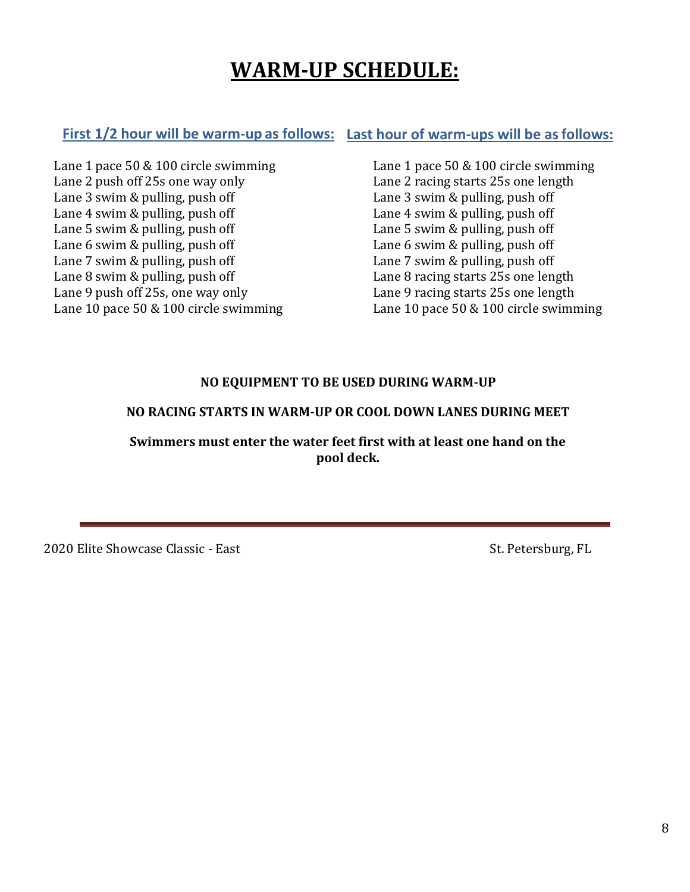# WARM-UP SCHEDULE:

## First 1/2 hour will be warm-up as follows:

Lane 1 pace 50 & 100 circle swimming
Lane 2 push off 25s one way only
Lane 3 swim & pulling, push off
Lane 4 swim & pulling, push off
Lane 5 swim & pulling, push off
Lane 6 swim & pulling, push off
Lane 7 swim & pulling, push off
Lane 8 swim & pulling, push off
Lane 9 push off 25s, one way only
Lane 10 pace 50 & 100 circle swimming

## Last hour of warm-ups will be as follows:

Lane 1 pace 50 & 100 circle swimming
Lane 2 racing starts 25s one length
Lane 3 swim & pulling, push off
Lane 4 swim & pulling, push off
Lane 5 swim & pulling, push off
Lane 6 swim & pulling, push off
Lane 7 swim & pulling, push off
Lane 8 racing starts 25s one length
Lane 9 racing starts 25s one length
Lane 10 pace 50 & 100 circle swimming

**NO EQUIPMENT TO BE USED DURING WARM-UP**

**NO RACING STARTS IN WARM-UP OR COOL DOWN LANES DURING MEET**

**Swimmers must enter the water feet first with at least one hand on the pool deck.**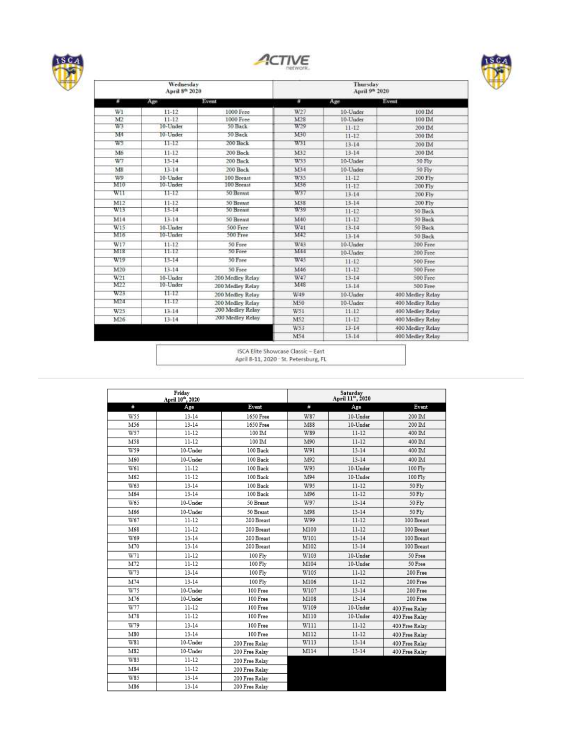| Wednesday April 8th 2020 | | | Thursday April 9th 2020 | | |
|---|---|---|---|---|---|
| # | Age | Event | # | Age | Event |
| W1 | 11-12 | 1000 Free | W27 | 10-Under | 100 IM |
| M2 | 11-12 | 1000 Free | M28 | 10-Under | 100 IM |
| W3 | 10-Under | 50 Back | W29 | 11-12 | 200 IM |
| M4 | 10-Under | 50 Back | M30 | 11-12 | 200 IM |
| W5 | 11-12 | 200 Back | W31 | 13-14 | 200 IM |
| M6 | 11-12 | 200 Back | M32 | 13-14 | 200 IM |
| W7 | 13-14 | 200 Back | W33 | 10-Under | 50 Fly |
| M8 | 13-14 | 200 Back | M34 | 10-Under | 50 Fly |
| W9 | 10-Under | 100 Breast | W35 | 11-12 | 200 Fly |
| M10 | 10-Under | 100 Breast | M36 | 11-12 | 200 Fly |
| W11 | 11-12 | 50 Breast | W37 | 13-14 | 200 Fly |
| M12 | 11-12 | 50 Breast | M38 | 13-14 | 200 Fly |
| W13 | 13-14 | 50 Breast | W39 | 11-12 | 50 Back |
| M14 | 13-14 | 50 Breast | M40 | 11-12 | 50 Back |
| W15 | 10-Under | 500 Free | W41 | 13-14 | 50 Back |
| M16 | 10-Under | 500 Free | M42 | 13-14 | 50 Back |
| W17 | 11-12 | 50 Free | W43 | 10-Under | 200 Free |
| M18 | 11-12 | 50 Free | M44 | 10-Under | 200 Free |
| W19 | 13-14 | 50 Free | W45 | 11-12 | 500 Free |
| M20 | 13-14 | 50 Free | M46 | 11-12 | 500 Free |
| W21 | 10-Under | 200 Medley Relay | W47 | 13-14 | 500 Free |
| M22 | 10-Under | 200 Medley Relay | M48 | 13-14 | 500 Free |
| W23 | 11-12 | 200 Medley Relay | W49 | 10-Under | 400 Medley Relay |
| M24 | 11-12 | 200 Medley Relay | M50 | 10-Under | 400 Medley Relay |
| W25 | 13-14 | 200 Medley Relay | W51 | 11-12 | 400 Medley Relay |
| M26 | 13-14 | 200 Medley Relay | M52 | 11-12 | 400 Medley Relay |
| | | | W53 | 13-14 | 400 Medley Relay |
| | | | M54 | 13-14 | 400 Medley Relay |

ISCA Elite Showcase Classic – East
April 8-11, 2020 · St. Petersburg, FL

| Friday April 10th, 2020 | | | Saturday April 11th, 2020 | | |
|---|---|---|---|---|---|
| # | Age | Event | # | Age | Event |
| W55 | 13-14 | 1650 Free | W87 | 10-Under | 200 IM |
| M56 | 13-14 | 1650 Free | M88 | 10-Under | 200 IM |
| W57 | 11-12 | 100 IM | W89 | 11-12 | 400 IM |
| M58 | 11-12 | 100 IM | M90 | 11-12 | 400 IM |
| W59 | 10-Under | 100 Back | W91 | 13-14 | 400 IM |
| M60 | 10-Under | 100 Back | M92 | 13-14 | 400 IM |
| W61 | 11-12 | 100 Back | W93 | 10-Under | 100 Fly |
| M62 | 11-12 | 100 Back | M94 | 10-Under | 100 Fly |
| W63 | 13-14 | 100 Back | W95 | 11-12 | 50 Fly |
| M64 | 13-14 | 100 Back | M96 | 11-12 | 50 Fly |
| W65 | 10-Under | 50 Breast | W97 | 13-14 | 50 Fly |
| M66 | 10-Under | 50 Breast | M98 | 13-14 | 50 Fly |
| W67 | 11-12 | 200 Breast | W99 | 11-12 | 100 Breast |
| M68 | 11-12 | 200 Breast | M100 | 11-12 | 100 Breast |
| W69 | 13-14 | 200 Breast | W101 | 13-14 | 100 Breast |
| M70 | 13-14 | 200 Breast | M102 | 13-14 | 100 Breast |
| W71 | 11-12 | 100 Fly | W103 | 10-Under | 50 Free |
| M72 | 11-12 | 100 Fly | M104 | 10-Under | 50 Free |
| W73 | 13-14 | 100 Fly | W105 | 11-12 | 200 Free |
| M74 | 13-14 | 100 Fly | M106 | 11-12 | 200 Free |
| W75 | 10-Under | 100 Free | W107 | 13-14 | 200 Free |
| M76 | 10-Under | 100 Free | M108 | 13-14 | 200 Free |
| W77 | 11-12 | 100 Free | W109 | 10-Under | 400 Free Relay |
| M78 | 11-12 | 100 Free | M110 | 10-Under | 400 Free Relay |
| W79 | 13-14 | 100 Free | W111 | 11-12 | 400 Free Relay |
| M80 | 13-14 | 100 Free | M112 | 11-12 | 400 Free Relay |
| W81 | 10-Under | 200 Free Relay | W113 | 13-14 | 400 Free Relay |
| M82 | 10-Under | 200 Free Relay | M114 | 13-14 | 400 Free Relay |
| W83 | 11-12 | 200 Free Relay | | | |
| M84 | 11-12 | 200 Free Relay | | | |
| W85 | 13-14 | 200 Free Relay | | | |
| M86 | 13-14 | 200 Free Relay | | | |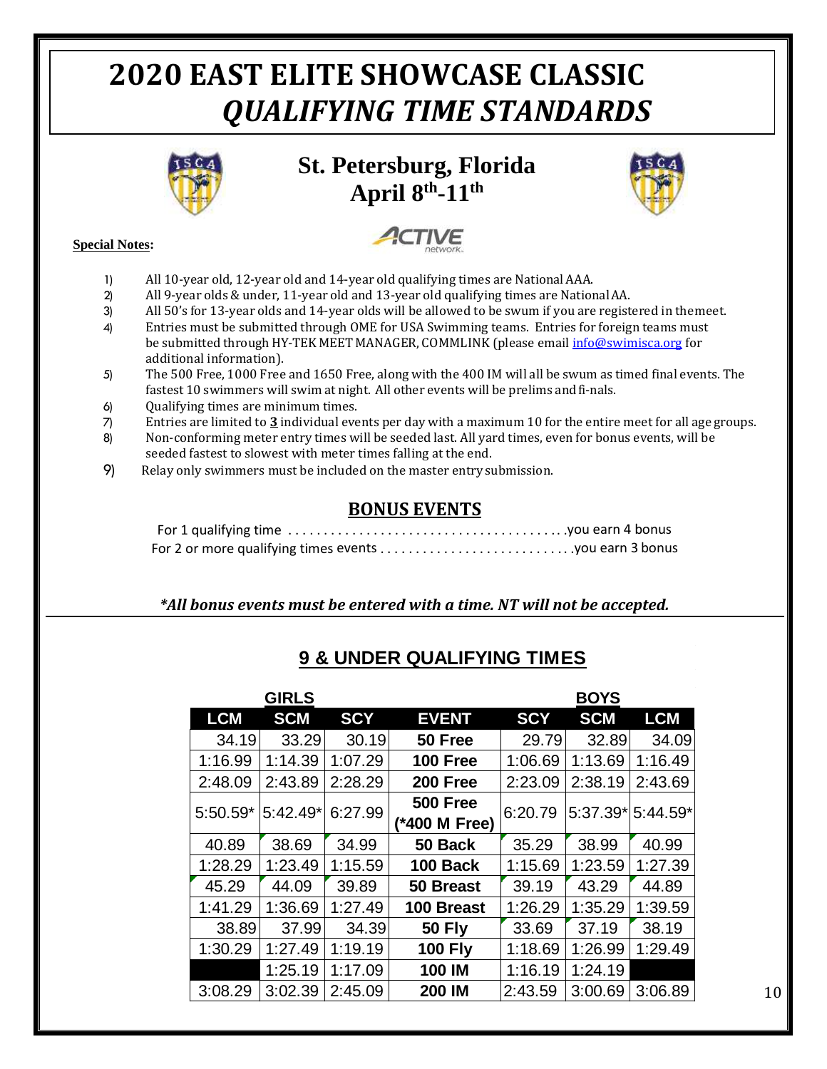# 2020 EAST ELITE SHOWCASE CLASSIC
# *QUALIFYING TIME STANDARDS*

## St. Petersburg, Florida
## April 8th-11th

**Special Notes:**

1) All 10-year old, 12-year old and 14-year old qualifying times are National AAA.
2) All 9-year olds & under, 11-year old and 13-year old qualifying times are National AA.
3) All 50's for 13-year olds and 14-year olds will be allowed to be swum if you are registered in the meet.
4) Entries must be submitted through OME for USA Swimming teams. Entries for foreign teams must be submitted through HY-TEK MEET MANAGER, COMMLINK (please email info@swimisca.org for additional information).
5) The 500 Free, 1000 Free and 1650 Free, along with the 400 IM will all be swum as timed final events. The fastest 10 swimmers will swim at night. All other events will be prelims and fi-nals.
6) Qualifying times are minimum times.
7) Entries are limited to **3** individual events per day with a maximum 10 for the entire meet for all age groups.
8) Non-conforming meter entry times will be seeded last. All yard times, even for bonus events, will be seeded fastest to slowest with meter times falling at the end.
9) Relay only swimmers must be included on the master entry submission.

## BONUS EVENTS

For 1 qualifying time .......................................you earn 4 bonus
For 2 or more qualifying times events ...........................you earn 3 bonus

***All bonus events must be entered with a time. NT will not be accepted.***

## 9 & UNDER QUALIFYING TIMES

| GIRLS | | | | BOYS | | |
|---|---|---|---|---|---|---|
| **LCM** | **SCM** | **SCY** | **EVENT** | **SCY** | **SCM** | **LCM** |
| 34.19 | 33.29 | 30.19 | **50 Free** | 29.79 | 32.89 | 34.09 |
| 1:16.99 | 1:14.39 | 1:07.29 | **100 Free** | 1:06.69 | 1:13.69 | 1:16.49 |
| 2:48.09 | 2:43.89 | 2:28.29 | **200 Free** | 2:23.09 | 2:38.19 | 2:43.69 |
| 5:50.59* | 5:42.49* | 6:27.99 | **500 Free (*400 M Free)** | 6:20.79 | 5:37.39* | 5:44.59* |
| 40.89 | 38.69 | 34.99 | **50 Back** | 35.29 | 38.99 | 40.99 |
| 1:28.29 | 1:23.49 | 1:15.59 | **100 Back** | 1:15.69 | 1:23.59 | 1:27.39 |
| 45.29 | 44.09 | 39.89 | **50 Breast** | 39.19 | 43.29 | 44.89 |
| 1:41.29 | 1:36.69 | 1:27.49 | **100 Breast** | 1:26.29 | 1:35.29 | 1:39.59 |
| 38.89 | 37.99 | 34.39 | **50 Fly** | 33.69 | 37.19 | 38.19 |
| 1:30.29 | 1:27.49 | 1:19.19 | **100 Fly** | 1:18.69 | 1:26.99 | 1:29.49 |
| | 1:25.19 | 1:17.09 | **100 IM** | 1:16.19 | 1:24.19 | |
| 3:08.29 | 3:02.39 | 2:45.09 | **200 IM** | 2:43.59 | 3:00.69 | 3:06.89 |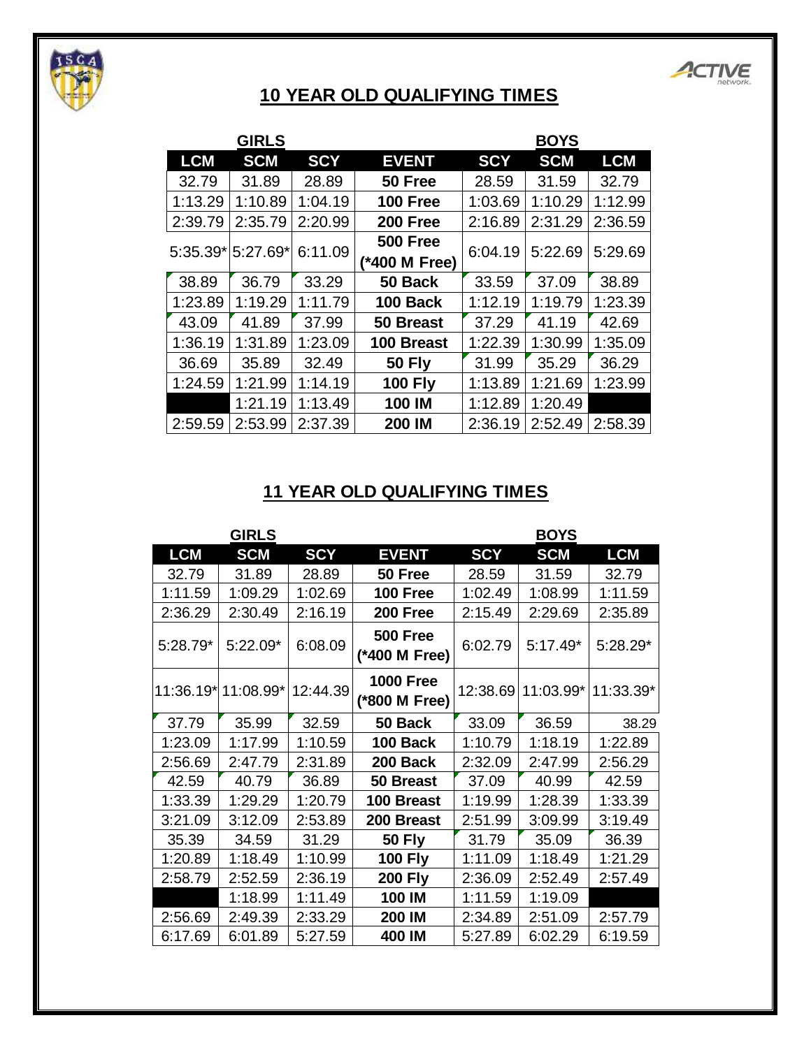## 10 YEAR OLD QUALIFYING TIMES

| GIRLS | | | | BOYS | | |
|---|---|---|---|---|---|---|
| LCM | SCM | SCY | EVENT | SCY | SCM | LCM |
| 32.79 | 31.89 | 28.89 | 50 Free | 28.59 | 31.59 | 32.79 |
| 1:13.29 | 1:10.89 | 1:04.19 | 100 Free | 1:03.69 | 1:10.29 | 1:12.99 |
| 2:39.79 | 2:35.79 | 2:20.99 | 200 Free | 2:16.89 | 2:31.29 | 2:36.59 |
| 5:35.39* | 5:27.69* | 6:11.09 | 500 Free (*400 M Free) | 6:04.19 | 5:22.69 | 5:29.69 |
| 38.89 | 36.79 | 33.29 | 50 Back | 33.59 | 37.09 | 38.89 |
| 1:23.89 | 1:19.29 | 1:11.79 | 100 Back | 1:12.19 | 1:19.79 | 1:23.39 |
| 43.09 | 41.89 | 37.99 | 50 Breast | 37.29 | 41.19 | 42.69 |
| 1:36.19 | 1:31.89 | 1:23.09 | 100 Breast | 1:22.39 | 1:30.99 | 1:35.09 |
| 36.69 | 35.89 | 32.49 | 50 Fly | 31.99 | 35.29 | 36.29 |
| 1:24.59 | 1:21.99 | 1:14.19 | 100 Fly | 1:13.89 | 1:21.69 | 1:23.99 |
| | 1:21.19 | 1:13.49 | 100 IM | 1:12.89 | 1:20.49 | |
| 2:59.59 | 2:53.99 | 2:37.39 | 200 IM | 2:36.19 | 2:52.49 | 2:58.39 |

## 11 YEAR OLD QUALIFYING TIMES

| GIRLS | | | | BOYS | | |
|---|---|---|---|---|---|---|
| LCM | SCM | SCY | EVENT | SCY | SCM | LCM |
| 32.79 | 31.89 | 28.89 | 50 Free | 28.59 | 31.59 | 32.79 |
| 1:11.59 | 1:09.29 | 1:02.69 | 100 Free | 1:02.49 | 1:08.99 | 1:11.59 |
| 2:36.29 | 2:30.49 | 2:16.19 | 200 Free | 2:15.49 | 2:29.69 | 2:35.89 |
| 5:28.79* | 5:22.09* | 6:08.09 | 500 Free (*400 M Free) | 6:02.79 | 5:17.49* | 5:28.29* |
| 11:36.19* | 11:08.99* | 12:44.39 | 1000 Free (*800 M Free) | 12:38.69 | 11:03.99* | 11:33.39* |
| 37.79 | 35.99 | 32.59 | 50 Back | 33.09 | 36.59 | 38.29 |
| 1:23.09 | 1:17.99 | 1:10.59 | 100 Back | 1:10.79 | 1:18.19 | 1:22.89 |
| 2:56.69 | 2:47.79 | 2:31.89 | 200 Back | 2:32.09 | 2:47.99 | 2:56.29 |
| 42.59 | 40.79 | 36.89 | 50 Breast | 37.09 | 40.99 | 42.59 |
| 1:33.39 | 1:29.29 | 1:20.79 | 100 Breast | 1:19.99 | 1:28.39 | 1:33.39 |
| 3:21.09 | 3:12.09 | 2:53.89 | 200 Breast | 2:51.99 | 3:09.99 | 3:19.49 |
| 35.39 | 34.59 | 31.29 | 50 Fly | 31.79 | 35.09 | 36.39 |
| 1:20.89 | 1:18.49 | 1:10.99 | 100 Fly | 1:11.09 | 1:18.49 | 1:21.29 |
| 2:58.79 | 2:52.59 | 2:36.19 | 200 Fly | 2:36.09 | 2:52.49 | 2:57.49 |
| | 1:18.99 | 1:11.49 | 100 IM | 1:11.59 | 1:19.09 | |
| 2:56.69 | 2:49.39 | 2:33.29 | 200 IM | 2:34.89 | 2:51.09 | 2:57.79 |
| 6:17.69 | 6:01.89 | 5:27.59 | 400 IM | 5:27.89 | 6:02.29 | 6:19.59 |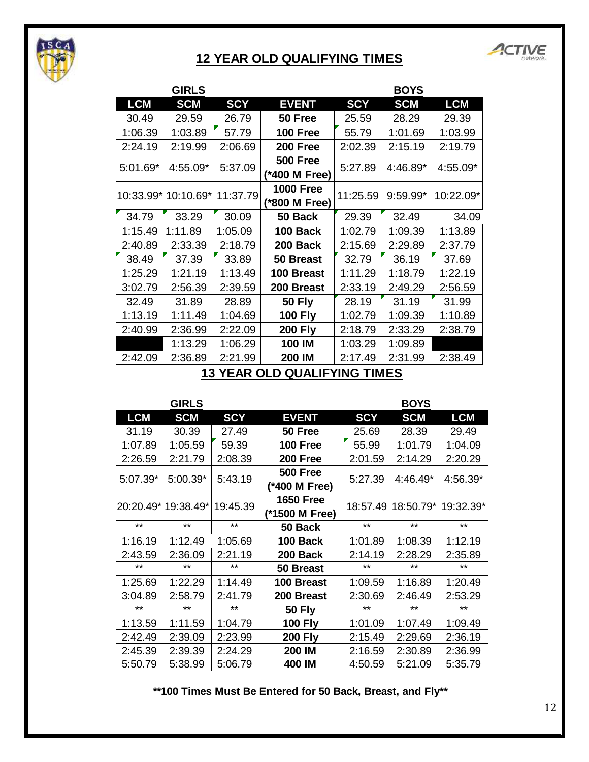## 12 YEAR OLD QUALIFYING TIMES

| GIRLS | | | | BOYS | | |
|---|---|---|---|---|---|---|
| **LCM** | **SCM** | **SCY** | **EVENT** | **SCY** | **SCM** | **LCM** |
| 30.49 | 29.59 | 26.79 | **50 Free** | 25.59 | 28.29 | 29.39 |
| 1:06.39 | 1:03.89 | 57.79 | **100 Free** | 55.79 | 1:01.69 | 1:03.99 |
| 2:24.19 | 2:19.99 | 2:06.69 | **200 Free** | 2:02.39 | 2:15.19 | 2:19.79 |
| 5:01.69* | 4:55.09* | 5:37.09 | **500 Free (*400 M Free)** | 5:27.89 | 4:46.89* | 4:55.09* |
| 10:33.99* | 10:10.69* | 11:37.79 | **1000 Free (*800 M Free)** | 11:25.59 | 9:59.99* | 10:22.09* |
| 34.79 | 33.29 | 30.09 | **50 Back** | 29.39 | 32.49 | 34.09 |
| 1:15.49 | 1:11.89 | 1:05.09 | **100 Back** | 1:02.79 | 1:09.39 | 1:13.89 |
| 2:40.89 | 2:33.39 | 2:18.79 | **200 Back** | 2:15.69 | 2:29.89 | 2:37.79 |
| 38.49 | 37.39 | 33.89 | **50 Breast** | 32.79 | 36.19 | 37.69 |
| 1:25.29 | 1:21.19 | 1:13.49 | **100 Breast** | 1:11.29 | 1:18.79 | 1:22.19 |
| 3:02.79 | 2:56.39 | 2:39.59 | **200 Breast** | 2:33.19 | 2:49.29 | 2:56.59 |
| 32.49 | 31.89 | 28.89 | **50 Fly** | 28.19 | 31.19 | 31.99 |
| 1:13.19 | 1:11.49 | 1:04.69 | **100 Fly** | 1:02.79 | 1:09.39 | 1:10.89 |
| 2:40.99 | 2:36.99 | 2:22.09 | **200 Fly** | 2:18.79 | 2:33.29 | 2:38.79 |
| | 1:13.29 | 1:06.29 | **100 IM** | 1:03.29 | 1:09.89 | |
| 2:42.09 | 2:36.89 | 2:21.99 | **200 IM** | 2:17.49 | 2:31.99 | 2:38.49 |

## 13 YEAR OLD QUALIFYING TIMES

| GIRLS | | | | BOYS | | |
|---|---|---|---|---|---|---|
| **LCM** | **SCM** | **SCY** | **EVENT** | **SCY** | **SCM** | **LCM** |
| 31.19 | 30.39 | 27.49 | **50 Free** | 25.69 | 28.39 | 29.49 |
| 1:07.89 | 1:05.59 | 59.39 | **100 Free** | 55.99 | 1:01.79 | 1:04.09 |
| 2:26.59 | 2:21.79 | 2:08.39 | **200 Free** | 2:01.59 | 2:14.29 | 2:20.29 |
| 5:07.39* | 5:00.39* | 5:43.19 | **500 Free (*400 M Free)** | 5:27.39 | 4:46.49* | 4:56.39* |
| 20:20.49* | 19:38.49* | 19:45.39 | **1650 Free (*1500 M Free)** | 18:57.49 | 18:50.79* | 19:32.39* |
| ** | ** | ** | **50 Back** | ** | ** | ** |
| 1:16.19 | 1:12.49 | 1:05.69 | **100 Back** | 1:01.89 | 1:08.39 | 1:12.19 |
| 2:43.59 | 2:36.09 | 2:21.19 | **200 Back** | 2:14.19 | 2:28.29 | 2:35.89 |
| ** | ** | ** | **50 Breast** | ** | ** | ** |
| 1:25.69 | 1:22.29 | 1:14.49 | **100 Breast** | 1:09.59 | 1:16.89 | 1:20.49 |
| 3:04.89 | 2:58.79 | 2:41.79 | **200 Breast** | 2:30.69 | 2:46.49 | 2:53.29 |
| ** | ** | ** | **50 Fly** | ** | ** | ** |
| 1:13.59 | 1:11.59 | 1:04.79 | **100 Fly** | 1:01.09 | 1:07.49 | 1:09.49 |
| 2:42.49 | 2:39.09 | 2:23.99 | **200 Fly** | 2:15.49 | 2:29.69 | 2:36.19 |
| 2:45.39 | 2:39.39 | 2:24.29 | **200 IM** | 2:16.59 | 2:30.89 | 2:36.99 |
| 5:50.79 | 5:38.99 | 5:06.79 | **400 IM** | 4:50.59 | 5:21.09 | 5:35.79 |

**\*\*100 Times Must Be Entered for 50 Back, Breast, and Fly\*\***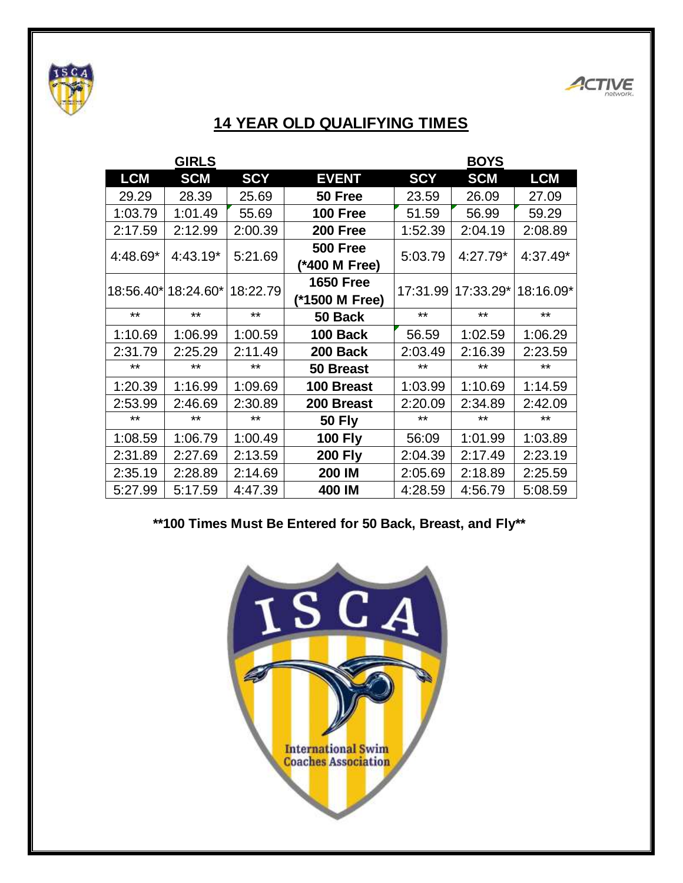# 14 YEAR OLD QUALIFYING TIMES

| GIRLS | | | | BOYS | | |
|---|---|---|---|---|---|---|
| **LCM** | **SCM** | **SCY** | **EVENT** | **SCY** | **SCM** | **LCM** |
| 29.29 | 28.39 | 25.69 | **50 Free** | 23.59 | 26.09 | 27.09 |
| 1:03.79 | 1:01.49 | 55.69 | **100 Free** | 51.59 | 56.99 | 59.29 |
| 2:17.59 | 2:12.99 | 2:00.39 | **200 Free** | 1:52.39 | 2:04.19 | 2:08.89 |
| 4:48.69* | 4:43.19* | 5:21.69 | **500 Free (*400 M Free)** | 5:03.79 | 4:27.79* | 4:37.49* |
| 18:56.40* | 18:24.60* | 18:22.79 | **1650 Free (*1500 M Free)** | 17:31.99 | 17:33.29* | 18:16.09* |
| ** | ** | ** | **50 Back** | ** | ** | ** |
| 1:10.69 | 1:06.99 | 1:00.59 | **100 Back** | 56.59 | 1:02.59 | 1:06.29 |
| 2:31.79 | 2:25.29 | 2:11.49 | **200 Back** | 2:03.49 | 2:16.39 | 2:23.59 |
| ** | ** | ** | **50 Breast** | ** | ** | ** |
| 1:20.39 | 1:16.99 | 1:09.69 | **100 Breast** | 1:03.99 | 1:10.69 | 1:14.59 |
| 2:53.99 | 2:46.69 | 2:30.89 | **200 Breast** | 2:20.09 | 2:34.89 | 2:42.09 |
| ** | ** | ** | **50 Fly** | ** | ** | ** |
| 1:08.59 | 1:06.79 | 1:00.49 | **100 Fly** | 56:09 | 1:01.99 | 1:03.89 |
| 2:31.89 | 2:27.69 | 2:13.59 | **200 Fly** | 2:04.39 | 2:17.49 | 2:23.19 |
| 2:35.19 | 2:28.89 | 2:14.69 | **200 IM** | 2:05.69 | 2:18.89 | 2:25.59 |
| 5:27.99 | 5:17.59 | 4:47.39 | **400 IM** | 4:28.59 | 4:56.79 | 5:08.59 |

**\*\*100 Times Must Be Entered for 50 Back, Breast, and Fly\*\***

ISCA

International Swim Coaches Association